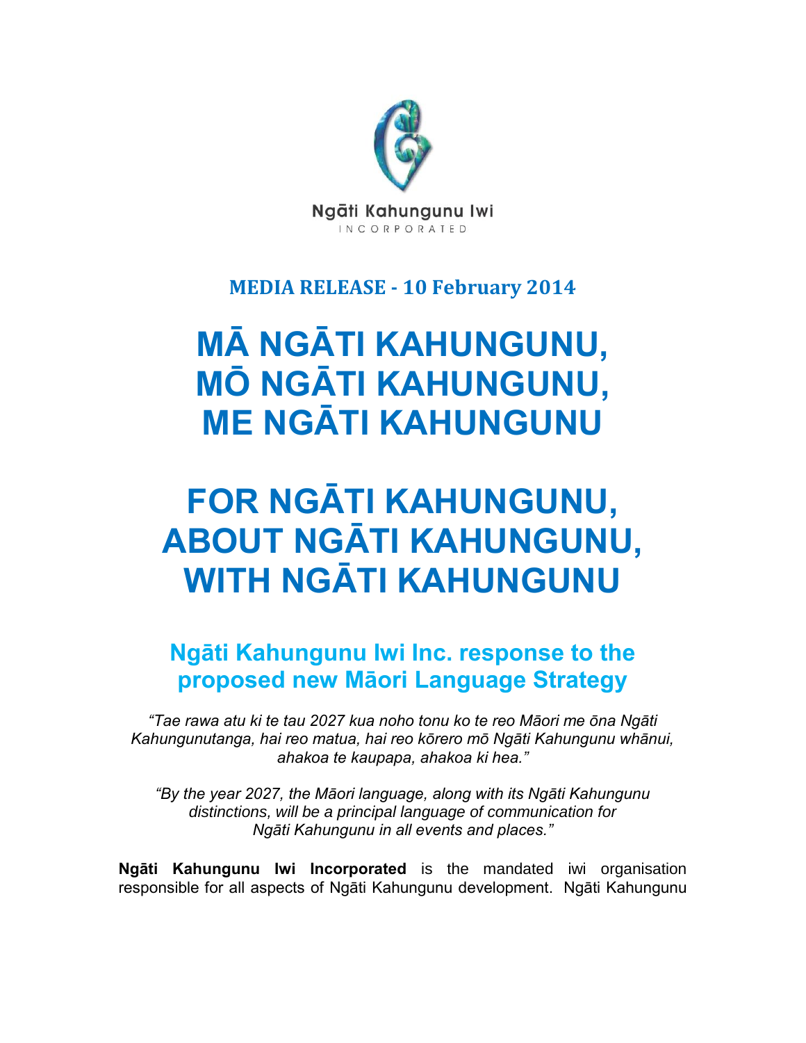Ngāti Kahungunu Iwi

INCORPORATED

**MEDIA RELEASE - 10 February 2014**

# MĀ NGĀTI KAHUNGUNU, MŌ NGĀTI KAHUNGUNU, ME NGĀTI KAHUNGUNU

# FOR NGĀTI KAHUNGUNU, ABOUT NGĀTI KAHUNGUNU, WITH NGĀTI KAHUNGUNU

## Ngāti Kahungunu Iwi Inc. response to the proposed new Māori Language Strategy

*"Tae rawa atu ki te tau 2027 kua noho tonu ko te reo Māori me ōna Ngāti Kahungunutanga, hai reo matua, hai reo kōrero mō Ngāti Kahungunu whānui, ahakoa te kaupapa, ahakoa ki hea."*

*"By the year 2027, the Māori language, along with its Ngāti Kahungunu distinctions, will be a principal language of communication for Ngāti Kahungunu in all events and places."*

**Ngāti Kahungunu Iwi Incorporated** is the mandated iwi organisation responsible for all aspects of Ngāti Kahungunu development. Ngāti Kahungunu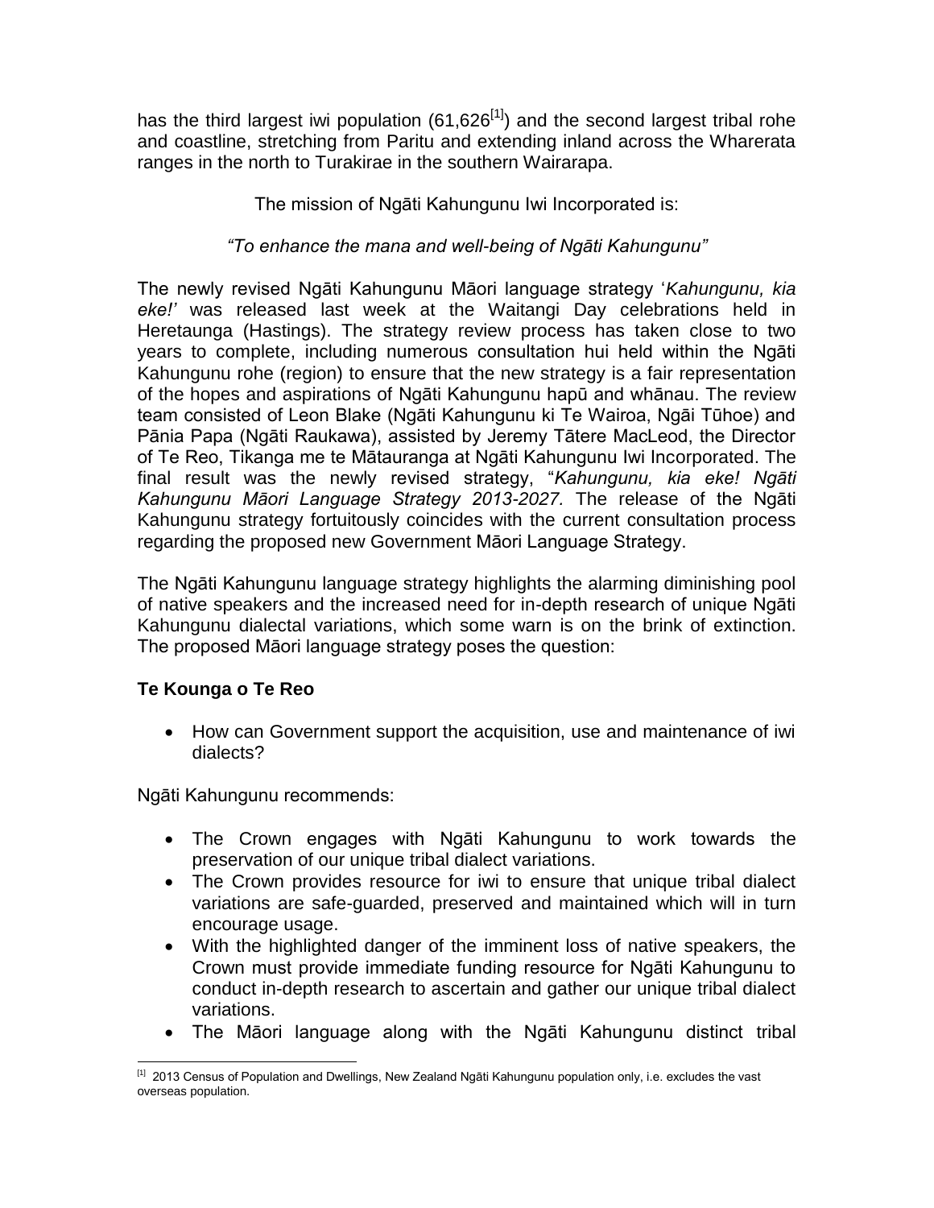has the third largest iwi population (61,626[1]) and the second largest tribal rohe and coastline, stretching from Paritu and extending inland across the Wharerata ranges in the north to Turakirae in the southern Wairarapa.

The mission of Ngāti Kahungunu Iwi Incorporated is:

*"To enhance the mana and well-being of Ngāti Kahungunu"*

The newly revised Ngāti Kahungunu Māori language strategy '*Kahungunu, kia eke!'* was released last week at the Waitangi Day celebrations held in Heretaunga (Hastings). The strategy review process has taken close to two years to complete, including numerous consultation hui held within the Ngāti Kahungunu rohe (region) to ensure that the new strategy is a fair representation of the hopes and aspirations of Ngāti Kahungunu hapū and whānau. The review team consisted of Leon Blake (Ngāti Kahungunu ki Te Wairoa, Ngāi Tūhoe) and Pānia Papa (Ngāti Raukawa), assisted by Jeremy Tātere MacLeod, the Director of Te Reo, Tikanga me te Mātauranga at Ngāti Kahungunu Iwi Incorporated. The final result was the newly revised strategy, "*Kahungunu, kia eke! Ngāti Kahungunu Māori Language Strategy 2013-2027.* The release of the Ngāti Kahungunu strategy fortuitously coincides with the current consultation process regarding the proposed new Government Māori Language Strategy.

The Ngāti Kahungunu language strategy highlights the alarming diminishing pool of native speakers and the increased need for in-depth research of unique Ngāti Kahungunu dialectal variations, which some warn is on the brink of extinction. The proposed Māori language strategy poses the question:

**Te Kounga o Te Reo**

- How can Government support the acquisition, use and maintenance of iwi dialects?

Ngāti Kahungunu recommends:

- The Crown engages with Ngāti Kahungunu to work towards the preservation of our unique tribal dialect variations.
- The Crown provides resource for iwi to ensure that unique tribal dialect variations are safe-guarded, preserved and maintained which will in turn encourage usage.
- With the highlighted danger of the imminent loss of native speakers, the Crown must provide immediate funding resource for Ngāti Kahungunu to conduct in-depth research to ascertain and gather our unique tribal dialect variations.
- The Māori language along with the Ngāti Kahungunu distinct tribal

[1] 2013 Census of Population and Dwellings, New Zealand Ngāti Kahungunu population only, i.e. excludes the vast overseas population.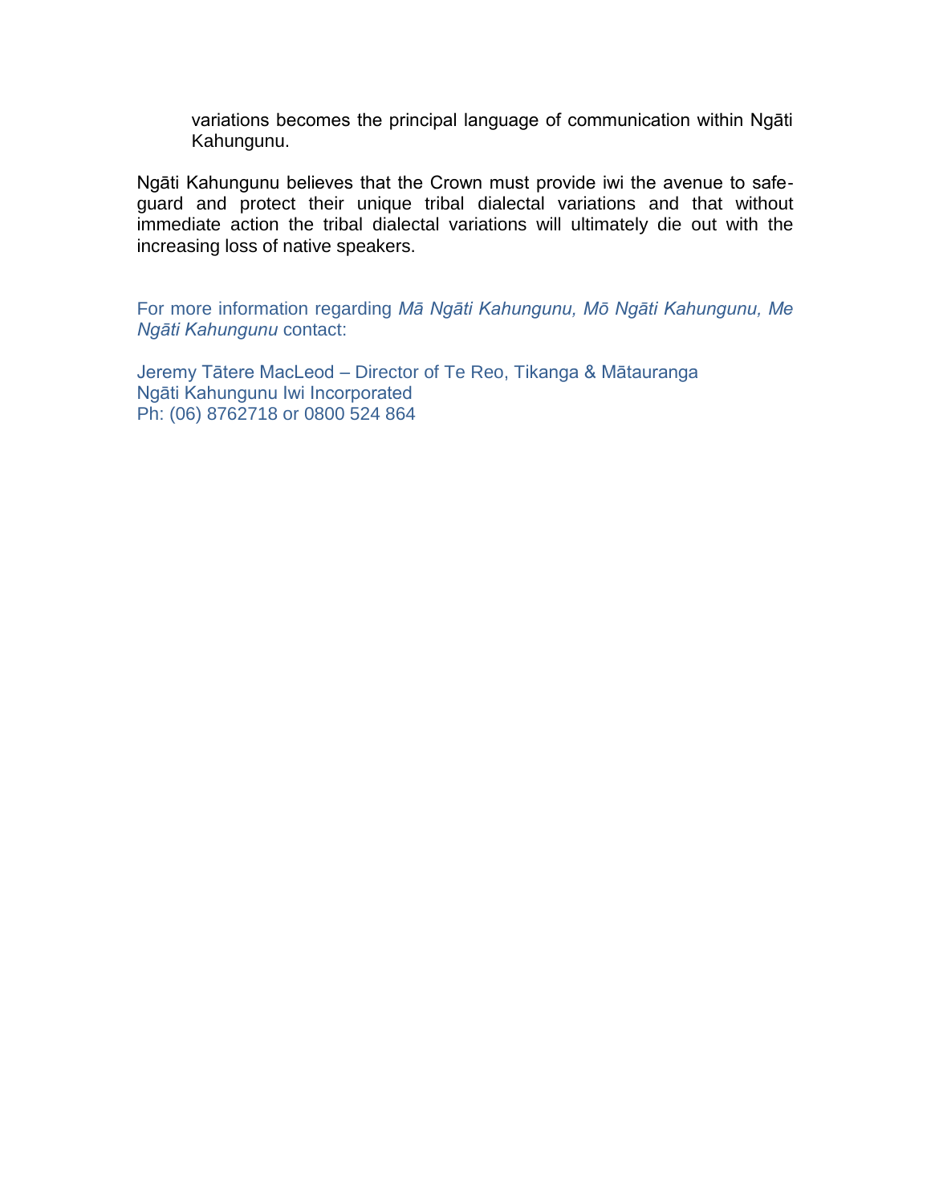variations becomes the principal language of communication within Ngāti Kahungunu.

Ngāti Kahungunu believes that the Crown must provide iwi the avenue to safe-guard and protect their unique tribal dialectal variations and that without immediate action the tribal dialectal variations will ultimately die out with the increasing loss of native speakers.

For more information regarding *Mā Ngāti Kahungunu, Mō Ngāti Kahungunu, Me Ngāti Kahungunu* contact:

Jeremy Tātere MacLeod – Director of Te Reo, Tikanga & Mātauranga
Ngāti Kahungunu Iwi Incorporated
Ph: (06) 8762718 or 0800 524 864